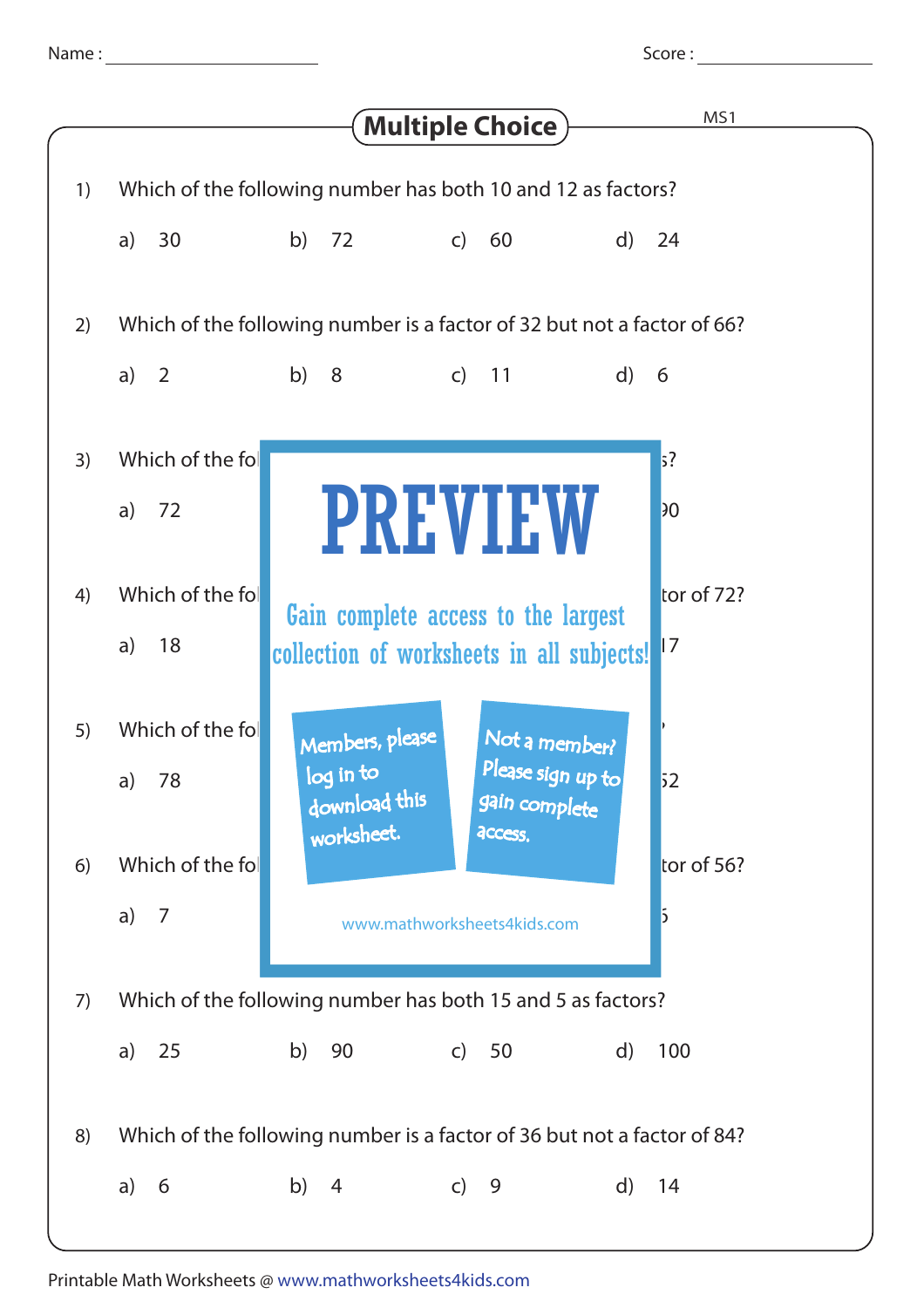Name : ______________ Score : ______________

# Multiple Choice

MS1

1) Which of the following number has both 10 and 12 as factors?

a) 30 b) 72 c) 60 d) 24

2) Which of the following number is a factor of 32 but not a factor of 66?

a) 2 b) 8 c) 11 d) 6

3) Which of the fol ... s?

a) 72 ... 90

4) Which of the fol ... tor of 72?

a) 18 ... 17

5) Which of the fol ... ?

a) 78 ... 52

6) Which of the fol ... tor of 56?

a) 7 ... 5

**PREVIEW**

Gain complete access to the largest collection of worksheets in all subjects!

Members, please log in to download this worksheet.

Not a member? Please sign up to gain complete access.

www.mathworksheets4kids.com

7) Which of the following number has both 15 and 5 as factors?

a) 25 b) 90 c) 50 d) 100

8) Which of the following number is a factor of 36 but not a factor of 84?

a) 6 b) 4 c) 9 d) 14

Printable Math Worksheets @ www.mathworksheets4kids.com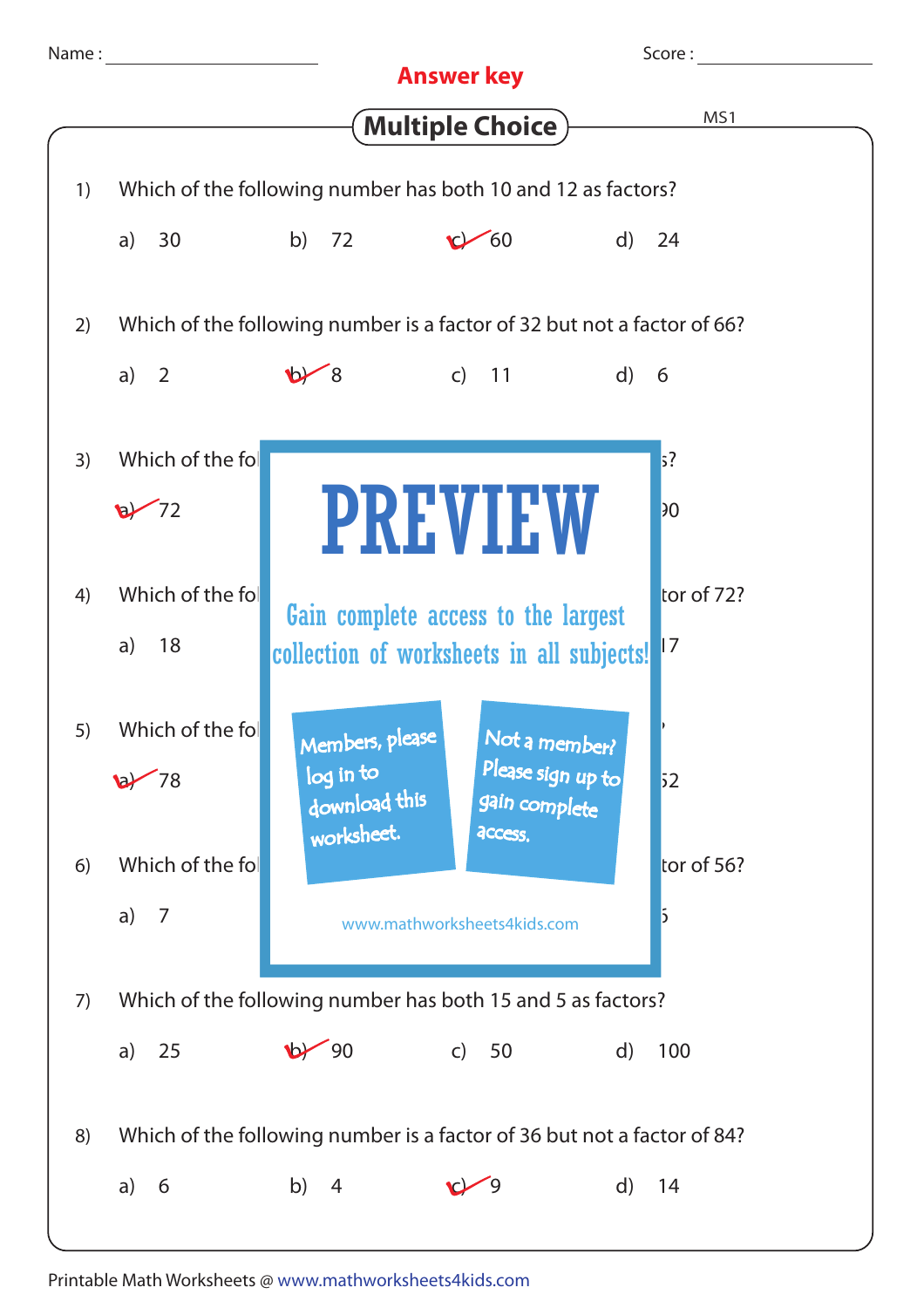Name : ____________ Score : ____________

**Answer key**

## Multiple Choice

MS1

1) Which of the following number has both 10 and 12 as factors?

a) 30   b) 72   c) 60 ✓   d) 24

2) Which of the following number is a factor of 32 but not a factor of 66?

a) 2   b) 8 ✓   c) 11   d) 6

3) Which of the fo... s?

a) 72 ✓ ... 90

4) Which of the fo... tor of 72?

a) 18 ... 17

5) Which of the fo...

a) 78 ✓ ... 52

6) Which of the fo... tor of 56?

a) 7 ... 6

PREVIEW

Gain complete access to the largest collection of worksheets in all subjects!

Members, please log in to download this worksheet.

Not a member? Please sign up to gain complete access.

www.mathworksheets4kids.com

7) Which of the following number has both 15 and 5 as factors?

a) 25   b) 90 ✓   c) 50   d) 100

8) Which of the following number is a factor of 36 but not a factor of 84?

a) 6   b) 4   c) 9 ✓   d) 14

Printable Math Worksheets @ www.mathworksheets4kids.com